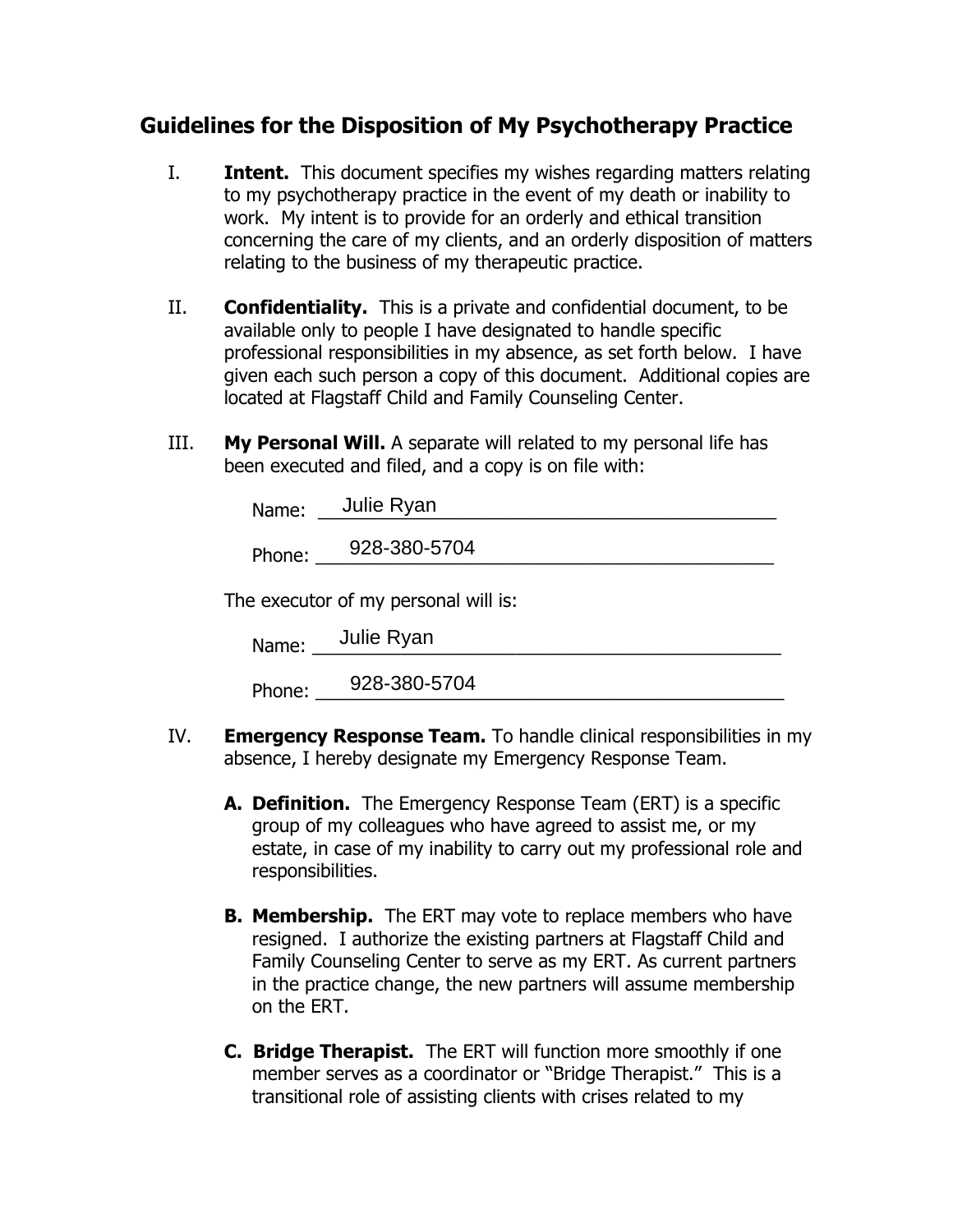# Guidelines for the Disposition of My Psychotherapy Practice

I. **Intent.** This document specifies my wishes regarding matters relating to my psychotherapy practice in the event of my death or inability to work. My intent is to provide for an orderly and ethical transition concerning the care of my clients, and an orderly disposition of matters relating to the business of my therapeutic practice.

II. **Confidentiality.** This is a private and confidential document, to be available only to people I have designated to handle specific professional responsibilities in my absence, as set forth below. I have given each such person a copy of this document. Additional copies are located at Flagstaff Child and Family Counseling Center.

III. **My Personal Will.** A separate will related to my personal life has been executed and filed, and a copy is on file with:

Name: Julie Ryan

Phone: 928-380-5704

The executor of my personal will is:

Name: Julie Ryan

Phone: 928-380-5704

IV. **Emergency Response Team.** To handle clinical responsibilities in my absence, I hereby designate my Emergency Response Team.

**A. Definition.** The Emergency Response Team (ERT) is a specific group of my colleagues who have agreed to assist me, or my estate, in case of my inability to carry out my professional role and responsibilities.

**B. Membership.** The ERT may vote to replace members who have resigned. I authorize the existing partners at Flagstaff Child and Family Counseling Center to serve as my ERT. As current partners in the practice change, the new partners will assume membership on the ERT.

**C. Bridge Therapist.** The ERT will function more smoothly if one member serves as a coordinator or "Bridge Therapist." This is a transitional role of assisting clients with crises related to my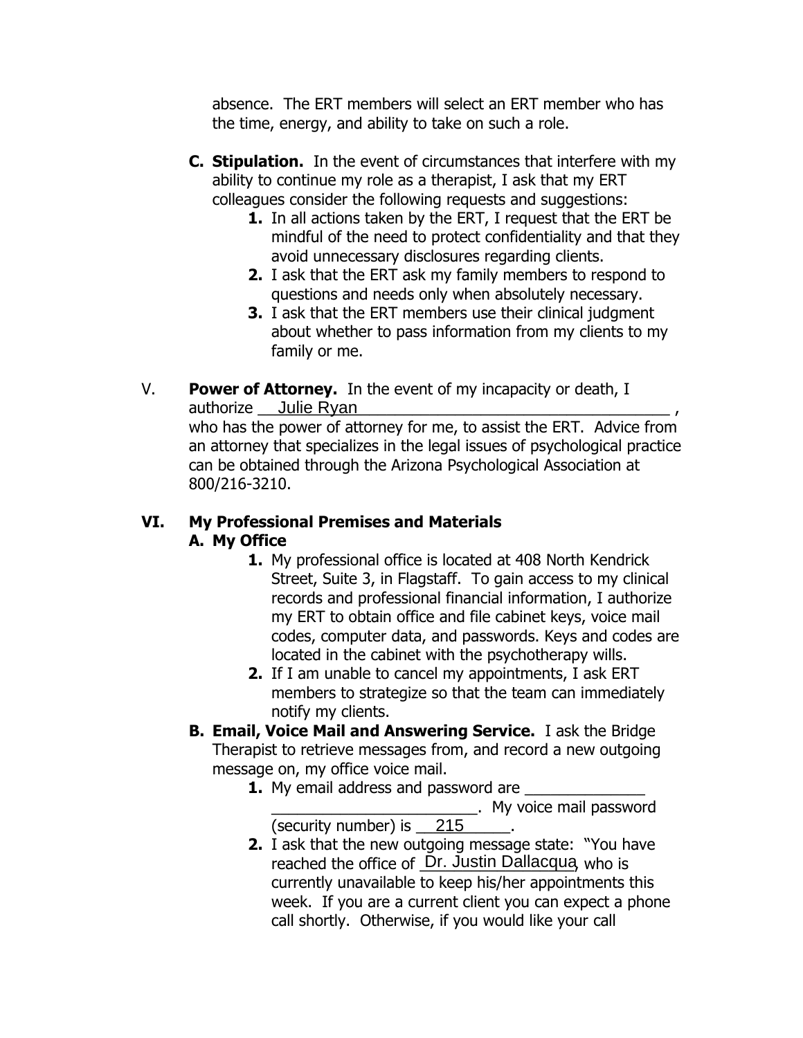absence. The ERT members will select an ERT member who has the time, energy, and ability to take on such a role.

**C. Stipulation.** In the event of circumstances that interfere with my ability to continue my role as a therapist, I ask that my ERT colleagues consider the following requests and suggestions:

1. In all actions taken by the ERT, I request that the ERT be mindful of the need to protect confidentiality and that they avoid unnecessary disclosures regarding clients.
2. I ask that the ERT ask my family members to respond to questions and needs only when absolutely necessary.
3. I ask that the ERT members use their clinical judgment about whether to pass information from my clients to my family or me.

V. **Power of Attorney.** In the event of my incapacity or death, I authorize Julie Ryan, who has the power of attorney for me, to assist the ERT. Advice from an attorney that specializes in the legal issues of psychological practice can be obtained through the Arizona Psychological Association at 800/216-3210.

## VI. My Professional Premises and Materials

### A. My Office

1. My professional office is located at 408 North Kendrick Street, Suite 3, in Flagstaff. To gain access to my clinical records and professional financial information, I authorize my ERT to obtain office and file cabinet keys, voice mail codes, computer data, and passwords. Keys and codes are located in the cabinet with the psychotherapy wills.
2. If I am unable to cancel my appointments, I ask ERT members to strategize so that the team can immediately notify my clients.

**B. Email, Voice Mail and Answering Service.** I ask the Bridge Therapist to retrieve messages from, and record a new outgoing message on, my office voice mail.

1. My email address and password are ______________ ________________________. My voice mail password (security number) is 215.
2. I ask that the new outgoing message state: "You have reached the office of Dr. Justin Dallacqua, who is currently unavailable to keep his/her appointments this week. If you are a current client you can expect a phone call shortly. Otherwise, if you would like your call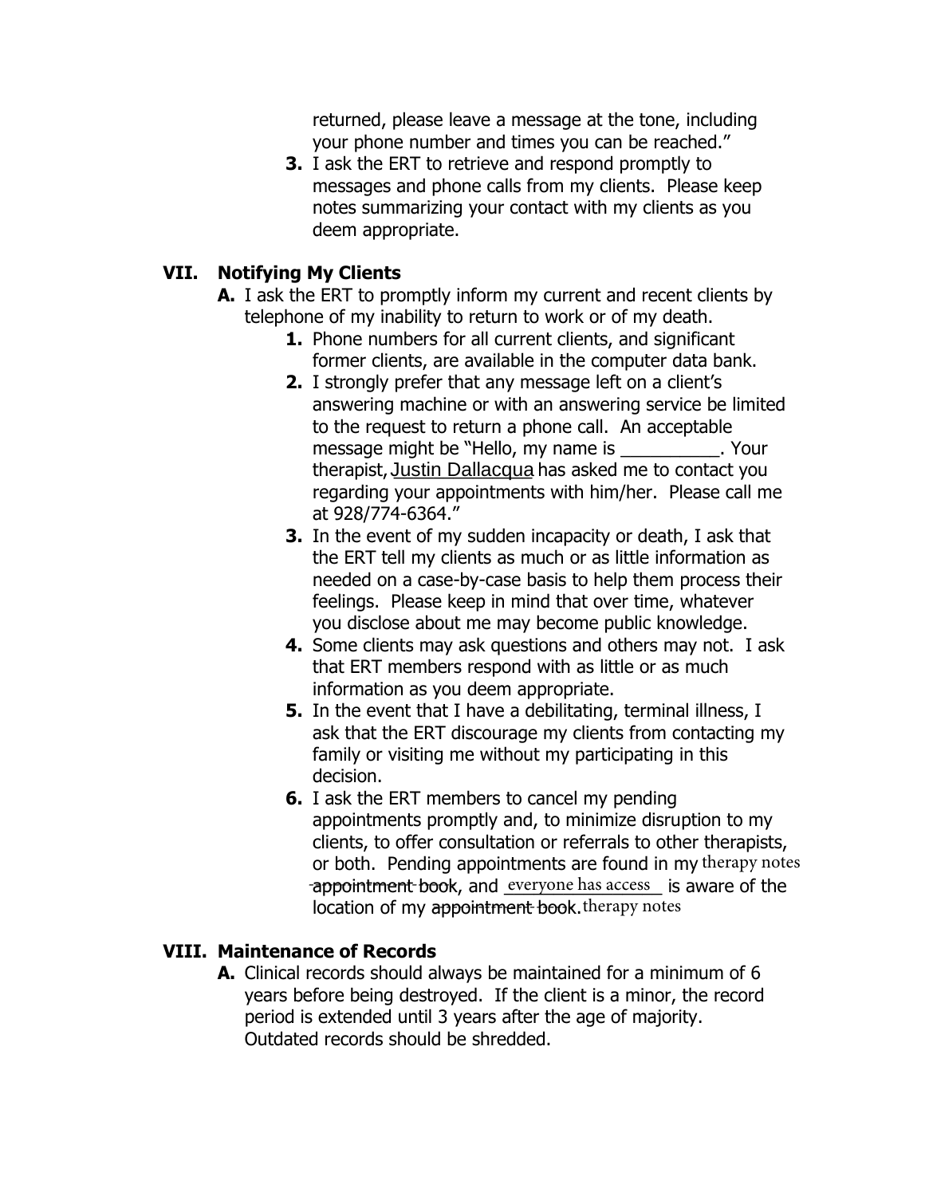returned, please leave a message at the tone, including your phone number and times you can be reached."

3. I ask the ERT to retrieve and respond promptly to messages and phone calls from my clients. Please keep notes summarizing your contact with my clients as you deem appropriate.

## VII. Notifying My Clients

**A.** I ask the ERT to promptly inform my current and recent clients by telephone of my inability to return to work or of my death.

1. Phone numbers for all current clients, and significant former clients, are available in the computer data bank.
2. I strongly prefer that any message left on a client's answering machine or with an answering service be limited to the request to return a phone call. An acceptable message might be "Hello, my name is __________. Your therapist, Justin Dallacqua has asked me to contact you regarding your appointments with him/her. Please call me at 928/774-6364."
3. In the event of my sudden incapacity or death, I ask that the ERT tell my clients as much or as little information as needed on a case-by-case basis to help them process their feelings. Please keep in mind that over time, whatever you disclose about me may become public knowledge.
4. Some clients may ask questions and others may not. I ask that ERT members respond with as little or as much information as you deem appropriate.
5. In the event that I have a debilitating, terminal illness, I ask that the ERT discourage my clients from contacting my family or visiting me without my participating in this decision.
6. I ask the ERT members to cancel my pending appointments promptly and, to minimize disruption to my clients, to offer consultation or referrals to other therapists, or both. Pending appointments are found in my ~~appointment book~~ therapy notes, and everyone has access is aware of the location of my ~~appointment book~~ therapy notes.

## VIII. Maintenance of Records

**A.** Clinical records should always be maintained for a minimum of 6 years before being destroyed. If the client is a minor, the record period is extended until 3 years after the age of majority. Outdated records should be shredded.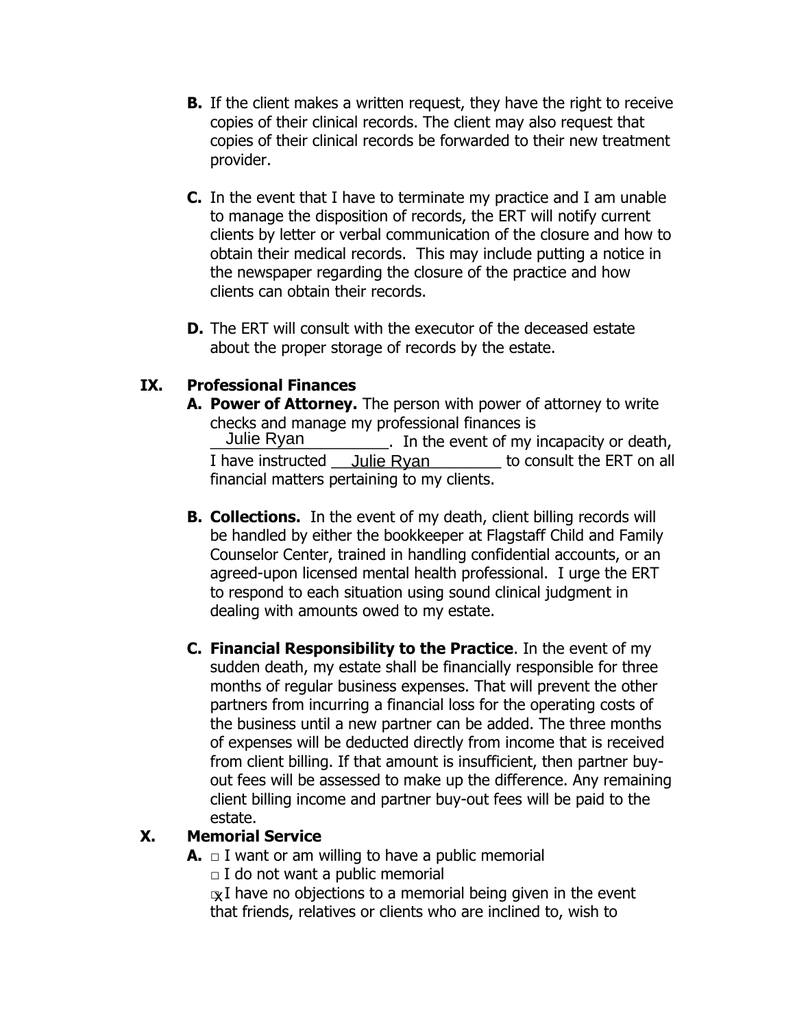**B.** If the client makes a written request, they have the right to receive copies of their clinical records. The client may also request that copies of their clinical records be forwarded to their new treatment provider.

**C.** In the event that I have to terminate my practice and I am unable to manage the disposition of records, the ERT will notify current clients by letter or verbal communication of the closure and how to obtain their medical records. This may include putting a notice in the newspaper regarding the closure of the practice and how clients can obtain their records.

**D.** The ERT will consult with the executor of the deceased estate about the proper storage of records by the estate.

## IX. Professional Finances

**A. Power of Attorney.** The person with power of attorney to write checks and manage my professional finances is Julie Ryan. In the event of my incapacity or death, I have instructed Julie Ryan to consult the ERT on all financial matters pertaining to my clients.

**B. Collections.** In the event of my death, client billing records will be handled by either the bookkeeper at Flagstaff Child and Family Counselor Center, trained in handling confidential accounts, or an agreed-upon licensed mental health professional. I urge the ERT to respond to each situation using sound clinical judgment in dealing with amounts owed to my estate.

**C. Financial Responsibility to the Practice**. In the event of my sudden death, my estate shall be financially responsible for three months of regular business expenses. That will prevent the other partners from incurring a financial loss for the operating costs of the business until a new partner can be added. The three months of expenses will be deducted directly from income that is received from client billing. If that amount is insufficient, then partner buy-out fees will be assessed to make up the difference. Any remaining client billing income and partner buy-out fees will be paid to the estate.

## X. Memorial Service

**A.** ☐ I want or am willing to have a public memorial

☐ I do not want a public memorial

☒ I have no objections to a memorial being given in the event that friends, relatives or clients who are inclined to, wish to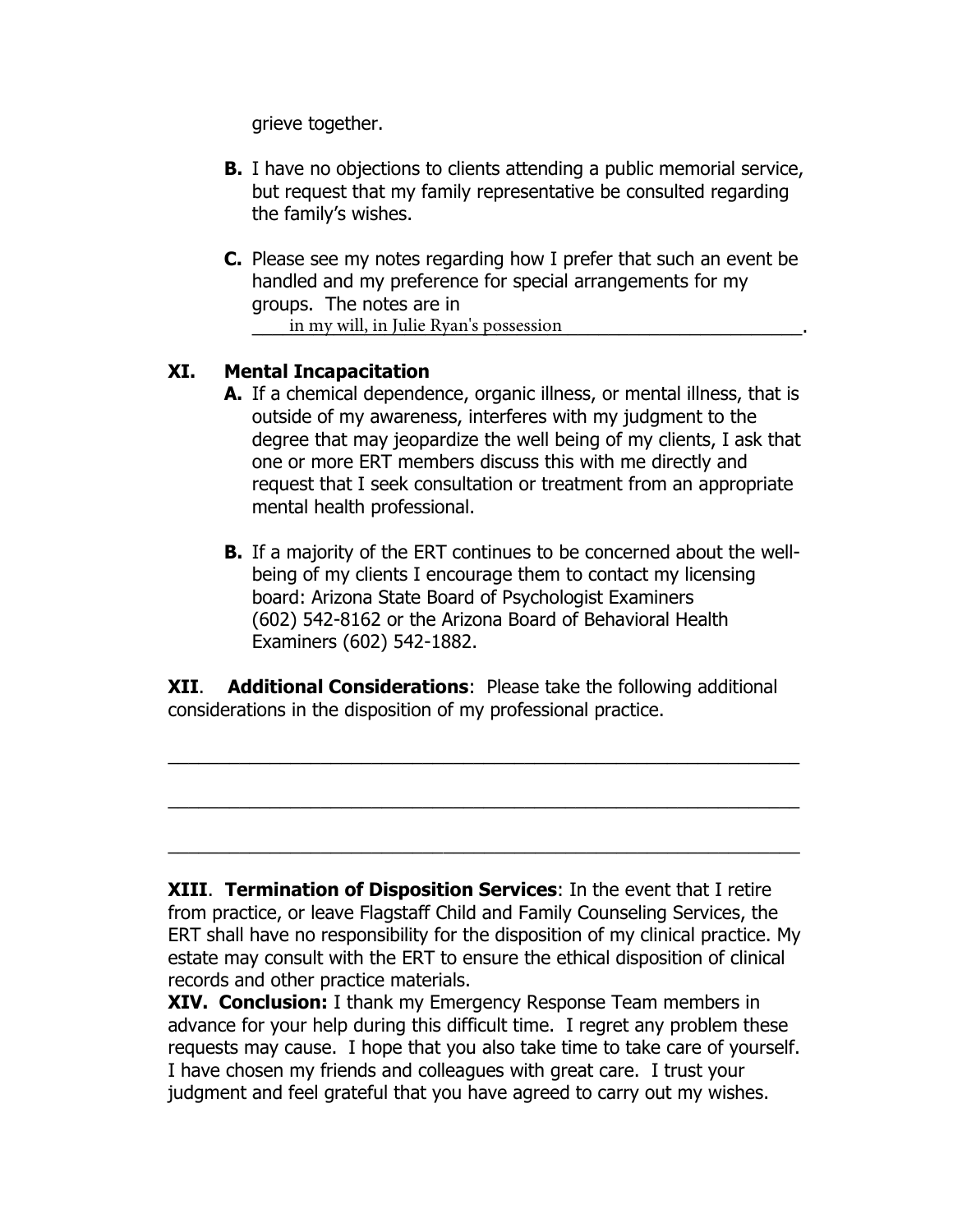grieve together.

**B.** I have no objections to clients attending a public memorial service, but request that my family representative be consulted regarding the family's wishes.

**C.** Please see my notes regarding how I prefer that such an event be handled and my preference for special arrangements for my groups. The notes are in \_\_\_\_in my will, in Julie Ryan's possession\_\_\_\_\_\_\_\_\_\_\_\_\_\_\_\_\_\_\_\_\_\_\_\_\_\_.

## XI. Mental Incapacitation

**A.** If a chemical dependence, organic illness, or mental illness, that is outside of my awareness, interferes with my judgment to the degree that may jeopardize the well being of my clients, I ask that one or more ERT members discuss this with me directly and request that I seek consultation or treatment from an appropriate mental health professional.

**B.** If a majority of the ERT continues to be concerned about the well-being of my clients I encourage them to contact my licensing board: Arizona State Board of Psychologist Examiners (602) 542-8162 or the Arizona Board of Behavioral Health Examiners (602) 542-1882.

**XII**. **Additional Considerations**: Please take the following additional considerations in the disposition of my professional practice.

\_\_\_\_\_\_\_\_\_\_\_\_\_\_\_\_\_\_\_\_\_\_\_\_\_\_\_\_\_\_\_\_\_\_\_\_\_\_\_\_\_\_\_\_\_\_\_\_\_\_\_\_\_\_\_\_\_\_\_\_

\_\_\_\_\_\_\_\_\_\_\_\_\_\_\_\_\_\_\_\_\_\_\_\_\_\_\_\_\_\_\_\_\_\_\_\_\_\_\_\_\_\_\_\_\_\_\_\_\_\_\_\_\_\_\_\_\_\_\_\_

\_\_\_\_\_\_\_\_\_\_\_\_\_\_\_\_\_\_\_\_\_\_\_\_\_\_\_\_\_\_\_\_\_\_\_\_\_\_\_\_\_\_\_\_\_\_\_\_\_\_\_\_\_\_\_\_\_\_\_\_

**XIII**. **Termination of Disposition Services**: In the event that I retire from practice, or leave Flagstaff Child and Family Counseling Services, the ERT shall have no responsibility for the disposition of my clinical practice. My estate may consult with the ERT to ensure the ethical disposition of clinical records and other practice materials.

**XIV. Conclusion:** I thank my Emergency Response Team members in advance for your help during this difficult time. I regret any problem these requests may cause. I hope that you also take time to take care of yourself. I have chosen my friends and colleagues with great care. I trust your judgment and feel grateful that you have agreed to carry out my wishes.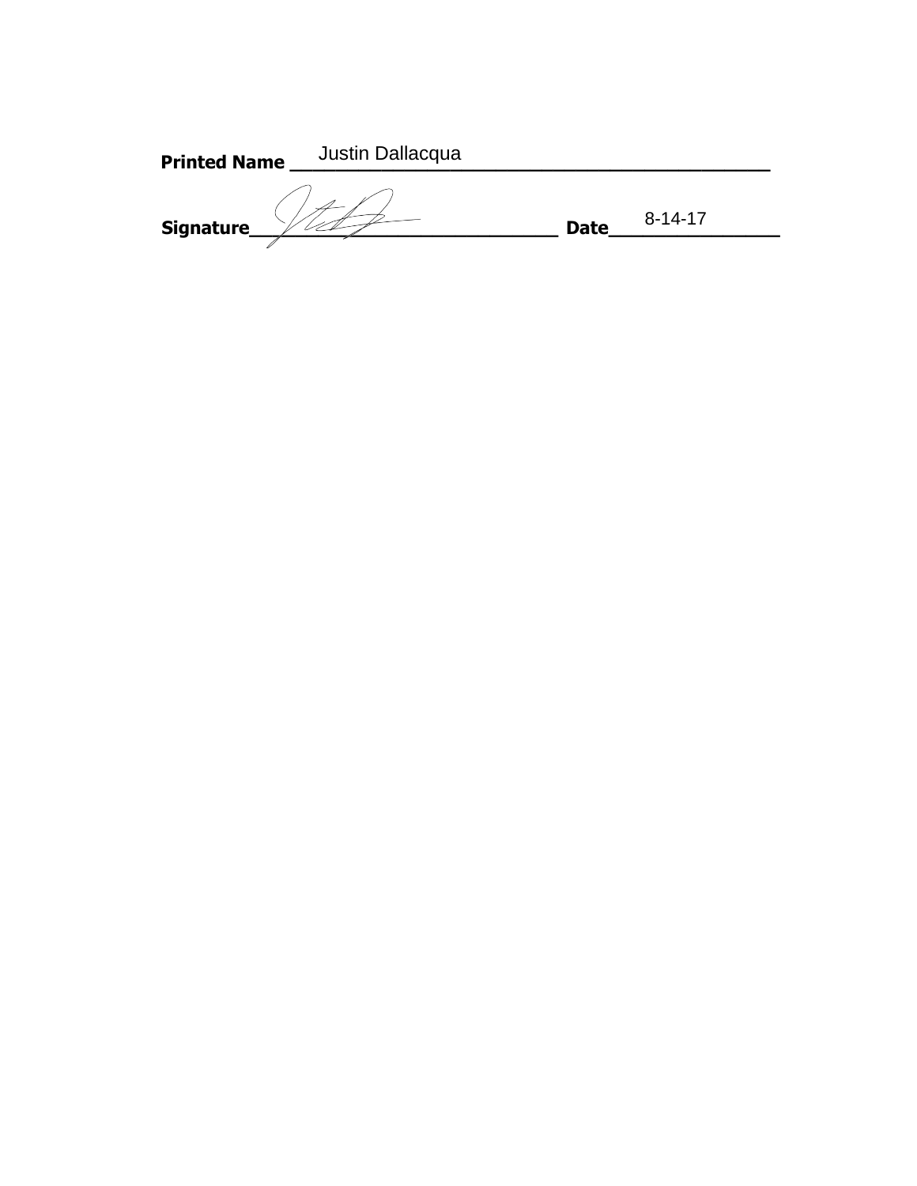**Printed Name** Justin Dallacqua

**Signature**\_\_\_\_\_\_\_\_\_\_\_\_\_\_\_\_\_\_\_\_\_\_\_\_\_\_\_\_\_\_ **Date** 8-14-17